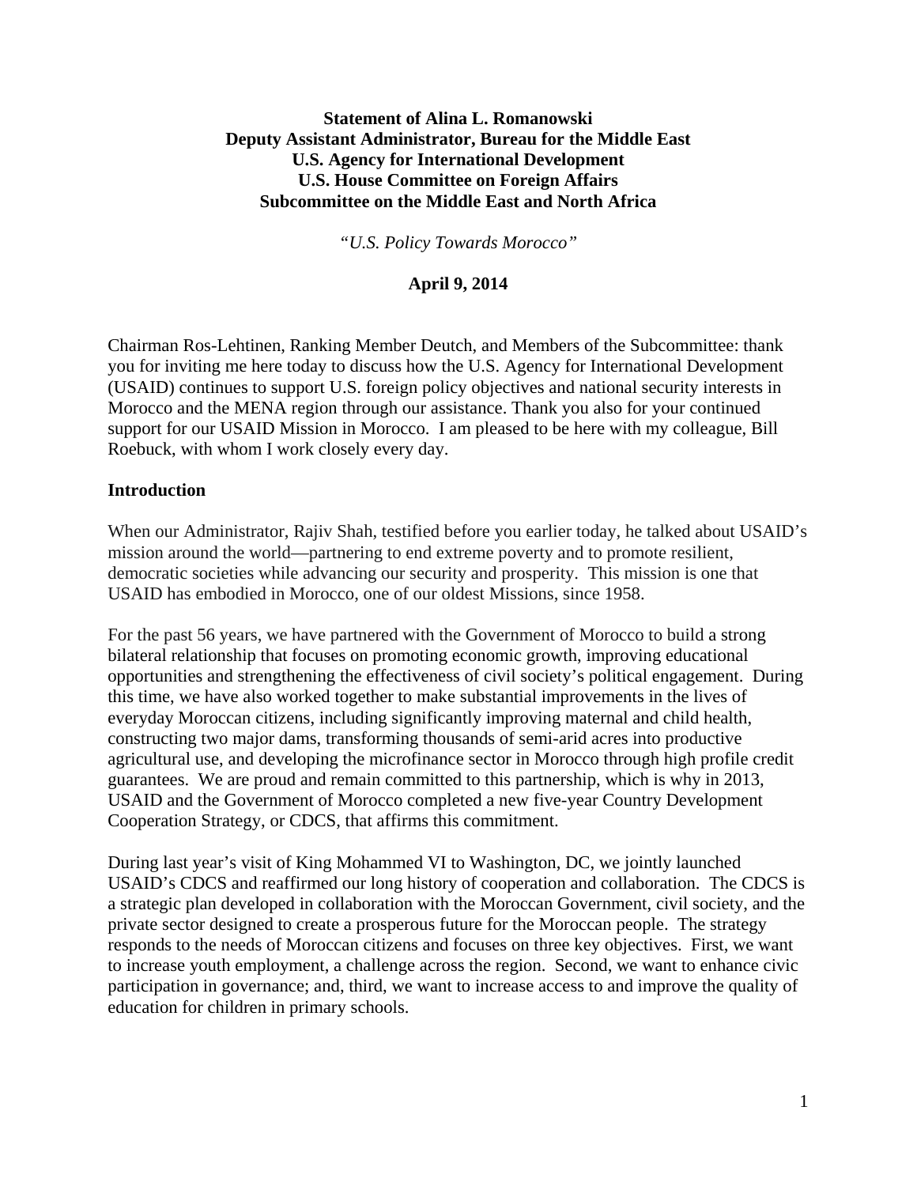**Statement of Alina L. Romanowski**
**Deputy Assistant Administrator, Bureau for the Middle East**
**U.S. Agency for International Development**
**U.S. House Committee on Foreign Affairs**
**Subcommittee on the Middle East and North Africa**

*"U.S. Policy Towards Morocco"*

**April 9, 2014**

Chairman Ros-Lehtinen, Ranking Member Deutch, and Members of the Subcommittee: thank you for inviting me here today to discuss how the U.S. Agency for International Development (USAID) continues to support U.S. foreign policy objectives and national security interests in Morocco and the MENA region through our assistance. Thank you also for your continued support for our USAID Mission in Morocco. I am pleased to be here with my colleague, Bill Roebuck, with whom I work closely every day.

## Introduction

When our Administrator, Rajiv Shah, testified before you earlier today, he talked about USAID's mission around the world—partnering to end extreme poverty and to promote resilient, democratic societies while advancing our security and prosperity. This mission is one that USAID has embodied in Morocco, one of our oldest Missions, since 1958.

For the past 56 years, we have partnered with the Government of Morocco to build a strong bilateral relationship that focuses on promoting economic growth, improving educational opportunities and strengthening the effectiveness of civil society's political engagement. During this time, we have also worked together to make substantial improvements in the lives of everyday Moroccan citizens, including significantly improving maternal and child health, constructing two major dams, transforming thousands of semi-arid acres into productive agricultural use, and developing the microfinance sector in Morocco through high profile credit guarantees. We are proud and remain committed to this partnership, which is why in 2013, USAID and the Government of Morocco completed a new five-year Country Development Cooperation Strategy, or CDCS, that affirms this commitment.

During last year's visit of King Mohammed VI to Washington, DC, we jointly launched USAID's CDCS and reaffirmed our long history of cooperation and collaboration. The CDCS is a strategic plan developed in collaboration with the Moroccan Government, civil society, and the private sector designed to create a prosperous future for the Moroccan people. The strategy responds to the needs of Moroccan citizens and focuses on three key objectives. First, we want to increase youth employment, a challenge across the region. Second, we want to enhance civic participation in governance; and, third, we want to increase access to and improve the quality of education for children in primary schools.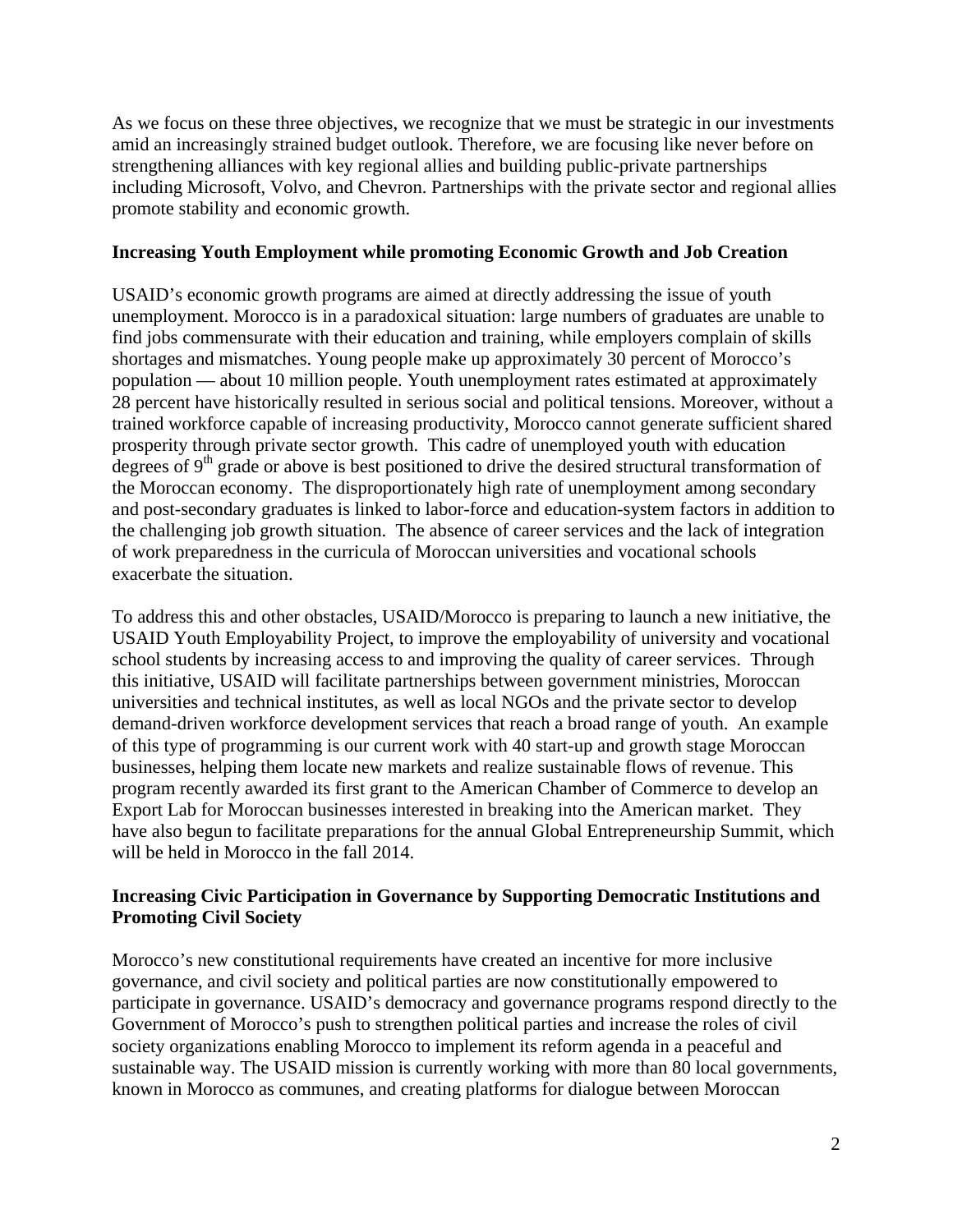As we focus on these three objectives, we recognize that we must be strategic in our investments amid an increasingly strained budget outlook. Therefore, we are focusing like never before on strengthening alliances with key regional allies and building public-private partnerships including Microsoft, Volvo, and Chevron. Partnerships with the private sector and regional allies promote stability and economic growth.

**Increasing Youth Employment while promoting Economic Growth and Job Creation**

USAID's economic growth programs are aimed at directly addressing the issue of youth unemployment. Morocco is in a paradoxical situation: large numbers of graduates are unable to find jobs commensurate with their education and training, while employers complain of skills shortages and mismatches. Young people make up approximately 30 percent of Morocco's population — about 10 million people. Youth unemployment rates estimated at approximately 28 percent have historically resulted in serious social and political tensions. Moreover, without a trained workforce capable of increasing productivity, Morocco cannot generate sufficient shared prosperity through private sector growth. This cadre of unemployed youth with education degrees of 9th grade or above is best positioned to drive the desired structural transformation of the Moroccan economy. The disproportionately high rate of unemployment among secondary and post-secondary graduates is linked to labor-force and education-system factors in addition to the challenging job growth situation. The absence of career services and the lack of integration of work preparedness in the curricula of Moroccan universities and vocational schools exacerbate the situation.

To address this and other obstacles, USAID/Morocco is preparing to launch a new initiative, the USAID Youth Employability Project, to improve the employability of university and vocational school students by increasing access to and improving the quality of career services. Through this initiative, USAID will facilitate partnerships between government ministries, Moroccan universities and technical institutes, as well as local NGOs and the private sector to develop demand-driven workforce development services that reach a broad range of youth. An example of this type of programming is our current work with 40 start-up and growth stage Moroccan businesses, helping them locate new markets and realize sustainable flows of revenue. This program recently awarded its first grant to the American Chamber of Commerce to develop an Export Lab for Moroccan businesses interested in breaking into the American market. They have also begun to facilitate preparations for the annual Global Entrepreneurship Summit, which will be held in Morocco in the fall 2014.

**Increasing Civic Participation in Governance by Supporting Democratic Institutions and Promoting Civil Society**

Morocco's new constitutional requirements have created an incentive for more inclusive governance, and civil society and political parties are now constitutionally empowered to participate in governance. USAID's democracy and governance programs respond directly to the Government of Morocco's push to strengthen political parties and increase the roles of civil society organizations enabling Morocco to implement its reform agenda in a peaceful and sustainable way. The USAID mission is currently working with more than 80 local governments, known in Morocco as communes, and creating platforms for dialogue between Moroccan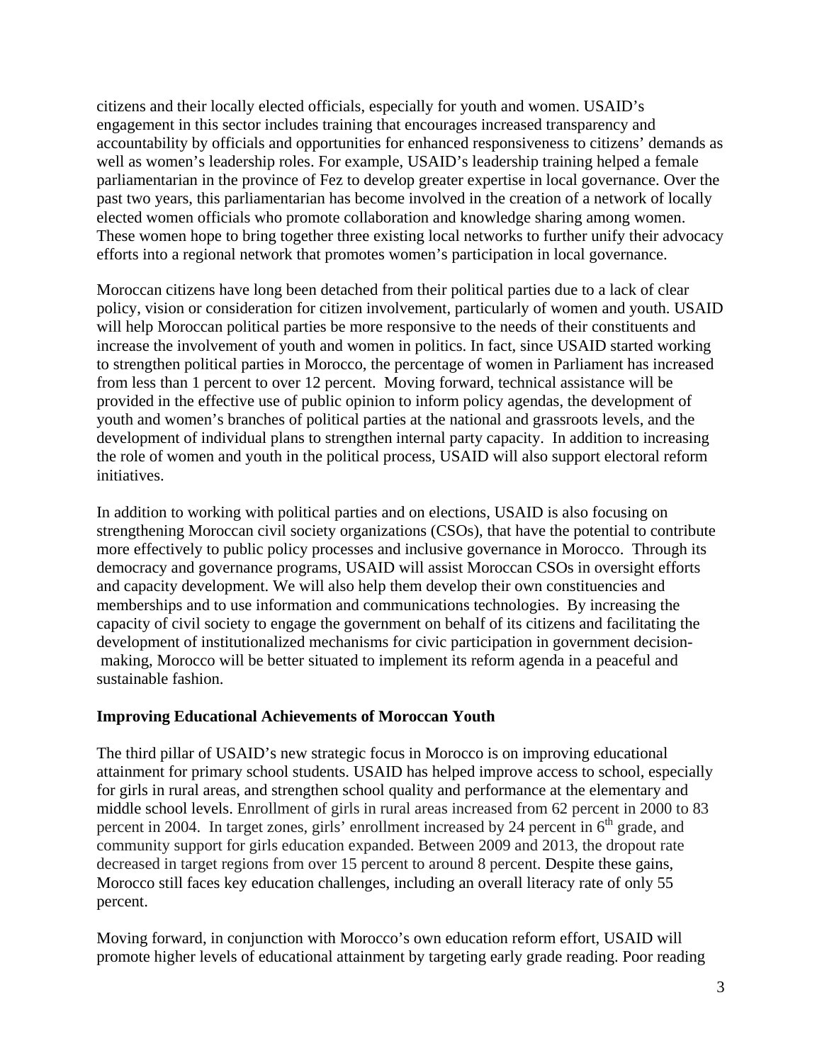citizens and their locally elected officials, especially for youth and women. USAID's engagement in this sector includes training that encourages increased transparency and accountability by officials and opportunities for enhanced responsiveness to citizens' demands as well as women's leadership roles. For example, USAID's leadership training helped a female parliamentarian in the province of Fez to develop greater expertise in local governance. Over the past two years, this parliamentarian has become involved in the creation of a network of locally elected women officials who promote collaboration and knowledge sharing among women. These women hope to bring together three existing local networks to further unify their advocacy efforts into a regional network that promotes women's participation in local governance.

Moroccan citizens have long been detached from their political parties due to a lack of clear policy, vision or consideration for citizen involvement, particularly of women and youth. USAID will help Moroccan political parties be more responsive to the needs of their constituents and increase the involvement of youth and women in politics. In fact, since USAID started working to strengthen political parties in Morocco, the percentage of women in Parliament has increased from less than 1 percent to over 12 percent. Moving forward, technical assistance will be provided in the effective use of public opinion to inform policy agendas, the development of youth and women's branches of political parties at the national and grassroots levels, and the development of individual plans to strengthen internal party capacity. In addition to increasing the role of women and youth in the political process, USAID will also support electoral reform initiatives.

In addition to working with political parties and on elections, USAID is also focusing on strengthening Moroccan civil society organizations (CSOs), that have the potential to contribute more effectively to public policy processes and inclusive governance in Morocco. Through its democracy and governance programs, USAID will assist Moroccan CSOs in oversight efforts and capacity development. We will also help them develop their own constituencies and memberships and to use information and communications technologies. By increasing the capacity of civil society to engage the government on behalf of its citizens and facilitating the development of institutionalized mechanisms for civic participation in government decision-making, Morocco will be better situated to implement its reform agenda in a peaceful and sustainable fashion.

**Improving Educational Achievements of Moroccan Youth**

The third pillar of USAID's new strategic focus in Morocco is on improving educational attainment for primary school students. USAID has helped improve access to school, especially for girls in rural areas, and strengthen school quality and performance at the elementary and middle school levels. Enrollment of girls in rural areas increased from 62 percent in 2000 to 83 percent in 2004. In target zones, girls' enrollment increased by 24 percent in 6th grade, and community support for girls education expanded. Between 2009 and 2013, the dropout rate decreased in target regions from over 15 percent to around 8 percent. Despite these gains, Morocco still faces key education challenges, including an overall literacy rate of only 55 percent.

Moving forward, in conjunction with Morocco's own education reform effort, USAID will promote higher levels of educational attainment by targeting early grade reading. Poor reading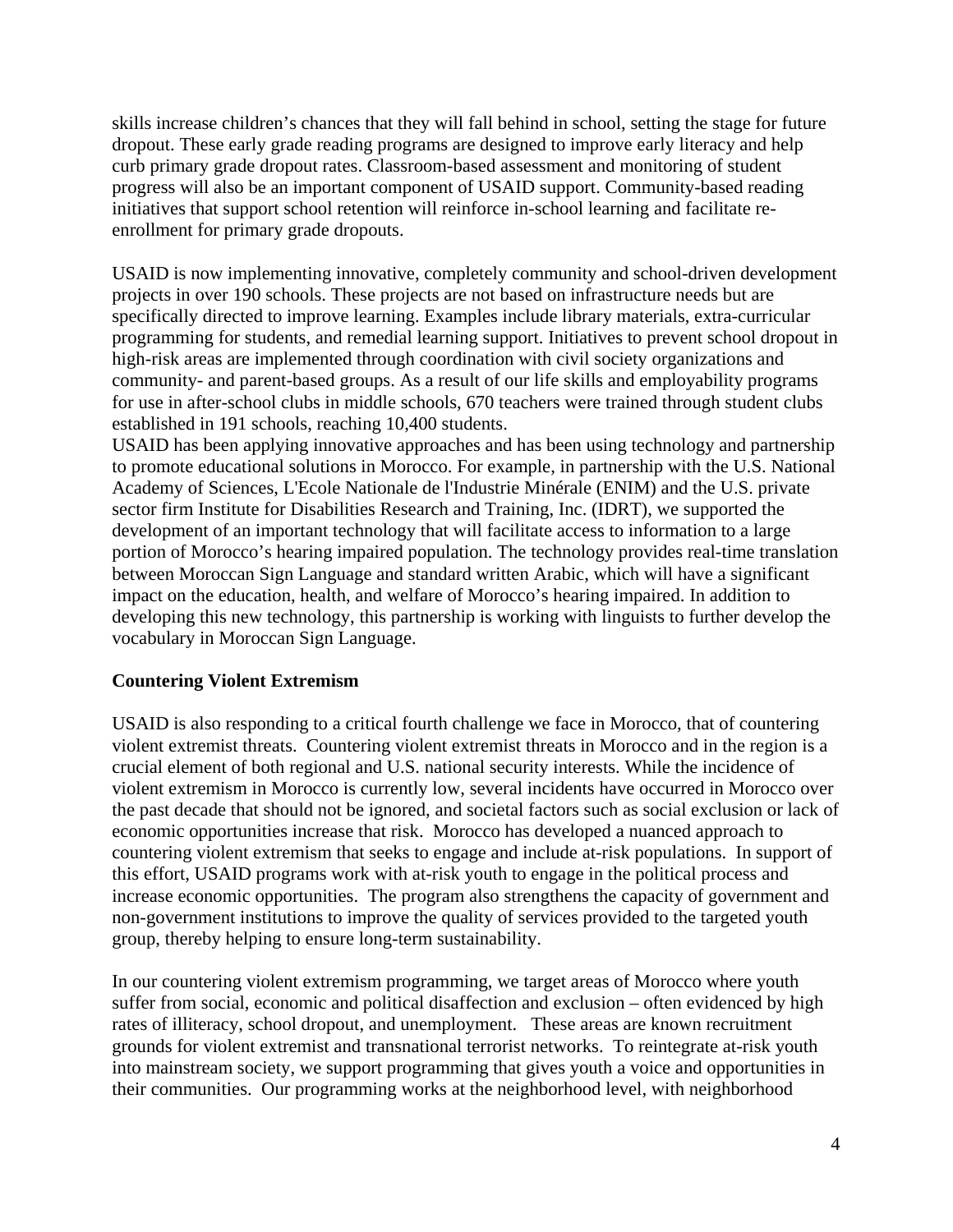skills increase children's chances that they will fall behind in school, setting the stage for future dropout. These early grade reading programs are designed to improve early literacy and help curb primary grade dropout rates. Classroom-based assessment and monitoring of student progress will also be an important component of USAID support. Community-based reading initiatives that support school retention will reinforce in-school learning and facilitate re-enrollment for primary grade dropouts.

USAID is now implementing innovative, completely community and school-driven development projects in over 190 schools. These projects are not based on infrastructure needs but are specifically directed to improve learning. Examples include library materials, extra-curricular programming for students, and remedial learning support. Initiatives to prevent school dropout in high-risk areas are implemented through coordination with civil society organizations and community- and parent-based groups. As a result of our life skills and employability programs for use in after-school clubs in middle schools, 670 teachers were trained through student clubs established in 191 schools, reaching 10,400 students.

USAID has been applying innovative approaches and has been using technology and partnership to promote educational solutions in Morocco. For example, in partnership with the U.S. National Academy of Sciences, L'Ecole Nationale de l'Industrie Minérale (ENIM) and the U.S. private sector firm Institute for Disabilities Research and Training, Inc. (IDRT), we supported the development of an important technology that will facilitate access to information to a large portion of Morocco's hearing impaired population. The technology provides real-time translation between Moroccan Sign Language and standard written Arabic, which will have a significant impact on the education, health, and welfare of Morocco's hearing impaired. In addition to developing this new technology, this partnership is working with linguists to further develop the vocabulary in Moroccan Sign Language.

**Countering Violent Extremism**

USAID is also responding to a critical fourth challenge we face in Morocco, that of countering violent extremist threats. Countering violent extremist threats in Morocco and in the region is a crucial element of both regional and U.S. national security interests. While the incidence of violent extremism in Morocco is currently low, several incidents have occurred in Morocco over the past decade that should not be ignored, and societal factors such as social exclusion or lack of economic opportunities increase that risk. Morocco has developed a nuanced approach to countering violent extremism that seeks to engage and include at-risk populations. In support of this effort, USAID programs work with at-risk youth to engage in the political process and increase economic opportunities. The program also strengthens the capacity of government and non-government institutions to improve the quality of services provided to the targeted youth group, thereby helping to ensure long-term sustainability.

In our countering violent extremism programming, we target areas of Morocco where youth suffer from social, economic and political disaffection and exclusion – often evidenced by high rates of illiteracy, school dropout, and unemployment. These areas are known recruitment grounds for violent extremist and transnational terrorist networks. To reintegrate at-risk youth into mainstream society, we support programming that gives youth a voice and opportunities in their communities. Our programming works at the neighborhood level, with neighborhood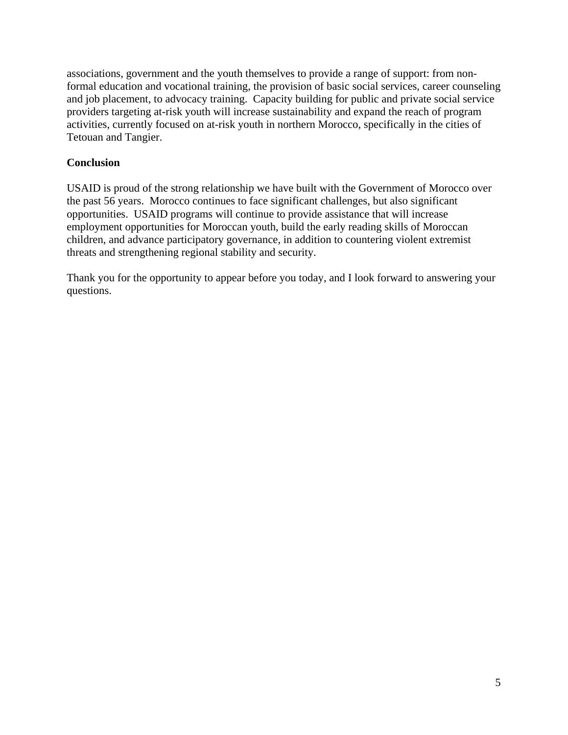associations, government and the youth themselves to provide a range of support: from non-formal education and vocational training, the provision of basic social services, career counseling and job placement, to advocacy training. Capacity building for public and private social service providers targeting at-risk youth will increase sustainability and expand the reach of program activities, currently focused on at-risk youth in northern Morocco, specifically in the cities of Tetouan and Tangier.

**Conclusion**

USAID is proud of the strong relationship we have built with the Government of Morocco over the past 56 years. Morocco continues to face significant challenges, but also significant opportunities. USAID programs will continue to provide assistance that will increase employment opportunities for Moroccan youth, build the early reading skills of Moroccan children, and advance participatory governance, in addition to countering violent extremist threats and strengthening regional stability and security.

Thank you for the opportunity to appear before you today, and I look forward to answering your questions.